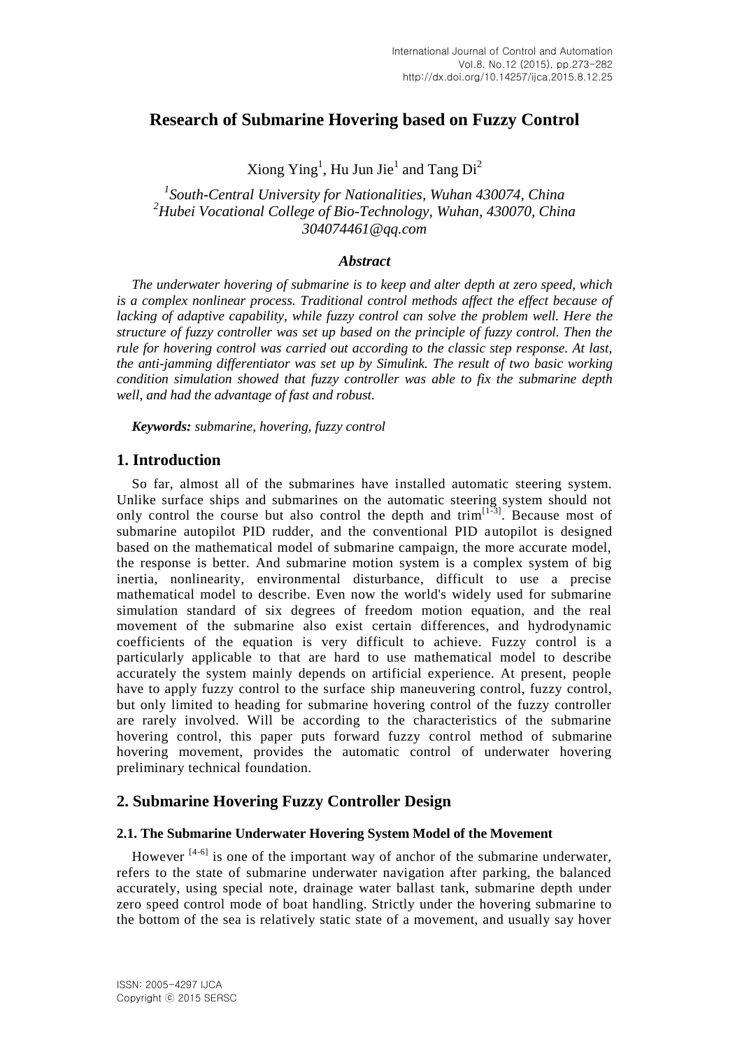# Research of Submarine Hovering based on Fuzzy Control

Xiong Ying[1], Hu Jun Jie[1] and Tang Di[2]

[1]*South-Central University for Nationalities, Wuhan 430074, China*
[2]*Hubei Vocational College of Bio-Technology, Wuhan, 430070, China*
*304074461@qq.com*

### *Abstract*

*The underwater hovering of submarine is to keep and alter depth at zero speed, which is a complex nonlinear process. Traditional control methods affect the effect because of lacking of adaptive capability, while fuzzy control can solve the problem well. Here the structure of fuzzy controller was set up based on the principle of fuzzy control. Then the rule for hovering control was carried out according to the classic step response. At last, the anti-jamming differentiator was set up by Simulink. The result of two basic working condition simulation showed that fuzzy controller was able to fix the submarine depth well, and had the advantage of fast and robust.*

***Keywords:*** *submarine, hovering, fuzzy control*

## 1. Introduction

So far, almost all of the submarines have installed automatic steering system. Unlike surface ships and submarines on the automatic steering system should not only control the course but also control the depth and trim[1-3]. Because most of submarine autopilot PID rudder, and the conventional PID autopilot is designed based on the mathematical model of submarine campaign, the more accurate model, the response is better. And submarine motion system is a complex system of big inertia, nonlinearity, environmental disturbance, difficult to use a precise mathematical model to describe. Even now the world's widely used for submarine simulation standard of six degrees of freedom motion equation, and the real movement of the submarine also exist certain differences, and hydrodynamic coefficients of the equation is very difficult to achieve. Fuzzy control is a particularly applicable to that are hard to use mathematical model to describe accurately the system mainly depends on artificial experience. At present, people have to apply fuzzy control to the surface ship maneuvering control, fuzzy control, but only limited to heading for submarine hovering control of the fuzzy controller are rarely involved. Will be according to the characteristics of the submarine hovering control, this paper puts forward fuzzy control method of submarine hovering movement, provides the automatic control of underwater hovering preliminary technical foundation.

## 2. Submarine Hovering Fuzzy Controller Design

### 2.1. The Submarine Underwater Hovering System Model of the Movement

However [4-6] is one of the important way of anchor of the submarine underwater, refers to the state of submarine underwater navigation after parking, the balanced accurately, using special note, drainage water ballast tank, submarine depth under zero speed control mode of boat handling. Strictly under the hovering submarine to the bottom of the sea is relatively static state of a movement, and usually say hover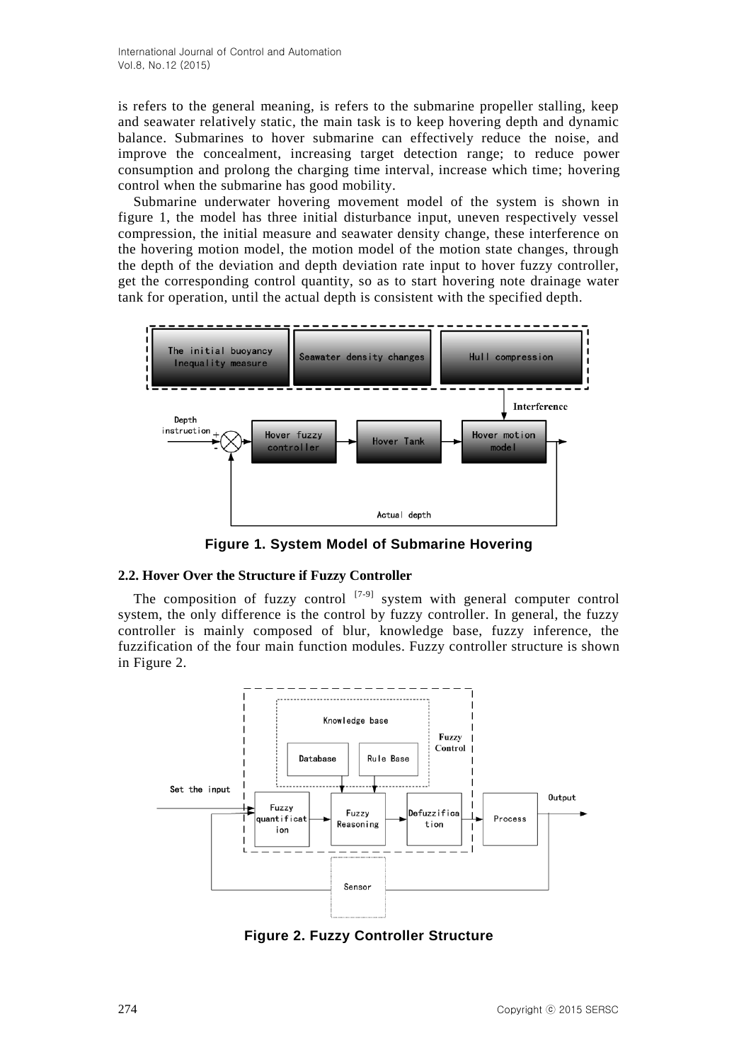is refers to the general meaning, is refers to the submarine propeller stalling, keep and seawater relatively static, the main task is to keep hovering depth and dynamic balance. Submarines to hover submarine can effectively reduce the noise, and improve the concealment, increasing target detection range; to reduce power consumption and prolong the charging time interval, increase which time; hovering control when the submarine has good mobility.

Submarine underwater hovering movement model of the system is shown in figure 1, the model has three initial disturbance input, uneven respectively vessel compression, the initial measure and seawater density change, these interference on the hovering motion model, the motion model of the motion state changes, through the depth of the deviation and depth deviation rate input to hover fuzzy controller, get the corresponding control quantity, so as to start hovering note drainage water tank for operation, until the actual depth is consistent with the specified depth.

**Figure 1. System Model of Submarine Hovering**

### 2.2. Hover Over the Structure if Fuzzy Controller

The composition of fuzzy control [7-9] system with general computer control system, the only difference is the control by fuzzy controller. In general, the fuzzy controller is mainly composed of blur, knowledge base, fuzzy inference, the fuzzification of the four main function modules. Fuzzy controller structure is shown in Figure 2.

**Figure 2. Fuzzy Controller Structure**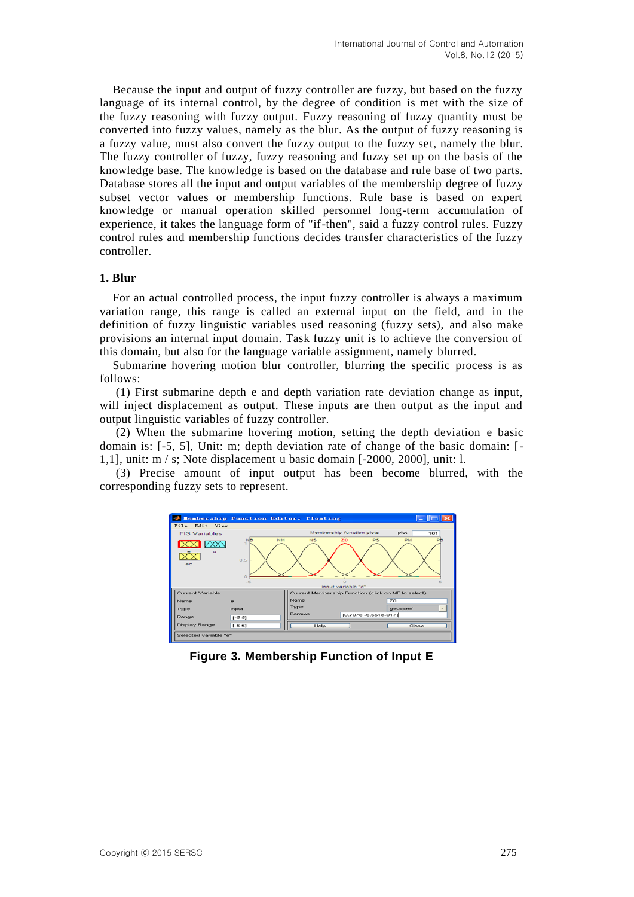Because the input and output of fuzzy controller are fuzzy, but based on the fuzzy language of its internal control, by the degree of condition is met with the size of the fuzzy reasoning with fuzzy output. Fuzzy reasoning of fuzzy quantity must be converted into fuzzy values, namely as the blur. As the output of fuzzy reasoning is a fuzzy value, must also convert the fuzzy output to the fuzzy set, namely the blur. The fuzzy controller of fuzzy, fuzzy reasoning and fuzzy set up on the basis of the knowledge base. The knowledge is based on the database and rule base of two parts. Database stores all the input and output variables of the membership degree of fuzzy subset vector values or membership functions. Rule base is based on expert knowledge or manual operation skilled personnel long-term accumulation of experience, it takes the language form of "if-then", said a fuzzy control rules. Fuzzy control rules and membership functions decides transfer characteristics of the fuzzy controller.

### 1. Blur

For an actual controlled process, the input fuzzy controller is always a maximum variation range, this range is called an external input on the field, and in the definition of fuzzy linguistic variables used reasoning (fuzzy sets), and also make provisions an internal input domain. Task fuzzy unit is to achieve the conversion of this domain, but also for the language variable assignment, namely blurred.

Submarine hovering motion blur controller, blurring the specific process is as follows:

(1) First submarine depth e and depth variation rate deviation change as input, will inject displacement as output. These inputs are then output as the input and output linguistic variables of fuzzy controller.

(2) When the submarine hovering motion, setting the depth deviation e basic domain is: [-5, 5], Unit: m; depth deviation rate of change of the basic domain: [-1,1], unit: m / s; Note displacement u basic domain [-2000, 2000], unit: l.

(3) Precise amount of input output has been become blurred, with the corresponding fuzzy sets to represent.

**Figure 3. Membership Function of Input E**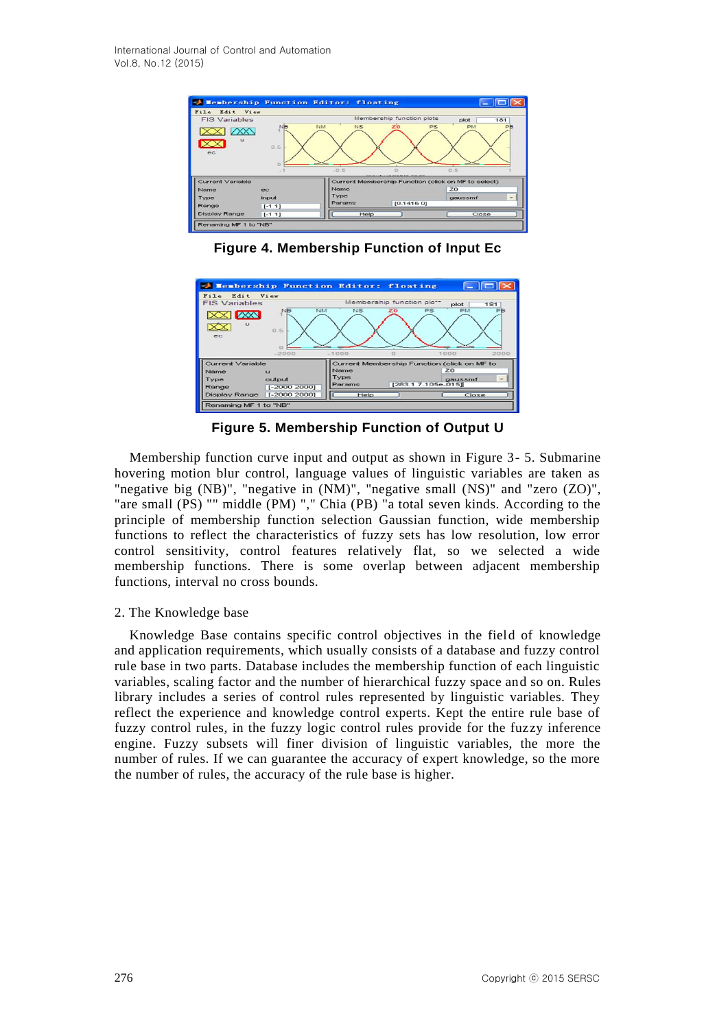**Figure 4. Membership Function of Input Ec**

**Figure 5. Membership Function of Output U**

Membership function curve input and output as shown in Figure 3- 5. Submarine hovering motion blur control, language values of linguistic variables are taken as "negative big (NB)", "negative in (NM)", "negative small (NS)" and "zero (ZO)", "are small (PS) "" middle (PM) "," Chia (PB) "a total seven kinds. According to the principle of membership function selection Gaussian function, wide membership functions to reflect the characteristics of fuzzy sets has low resolution, low error control sensitivity, control features relatively flat, so we selected a wide membership functions. There is some overlap between adjacent membership functions, interval no cross bounds.

2. The Knowledge base

Knowledge Base contains specific control objectives in the field of knowledge and application requirements, which usually consists of a database and fuzzy control rule base in two parts. Database includes the membership function of each linguistic variables, scaling factor and the number of hierarchical fuzzy space and so on. Rules library includes a series of control rules represented by linguistic variables. They reflect the experience and knowledge control experts. Kept the entire rule base of fuzzy control rules, in the fuzzy logic control rules provide for the fuzzy inference engine. Fuzzy subsets will finer division of linguistic variables, the more the number of rules. If we can guarantee the accuracy of expert knowledge, so the more the number of rules, the accuracy of the rule base is higher.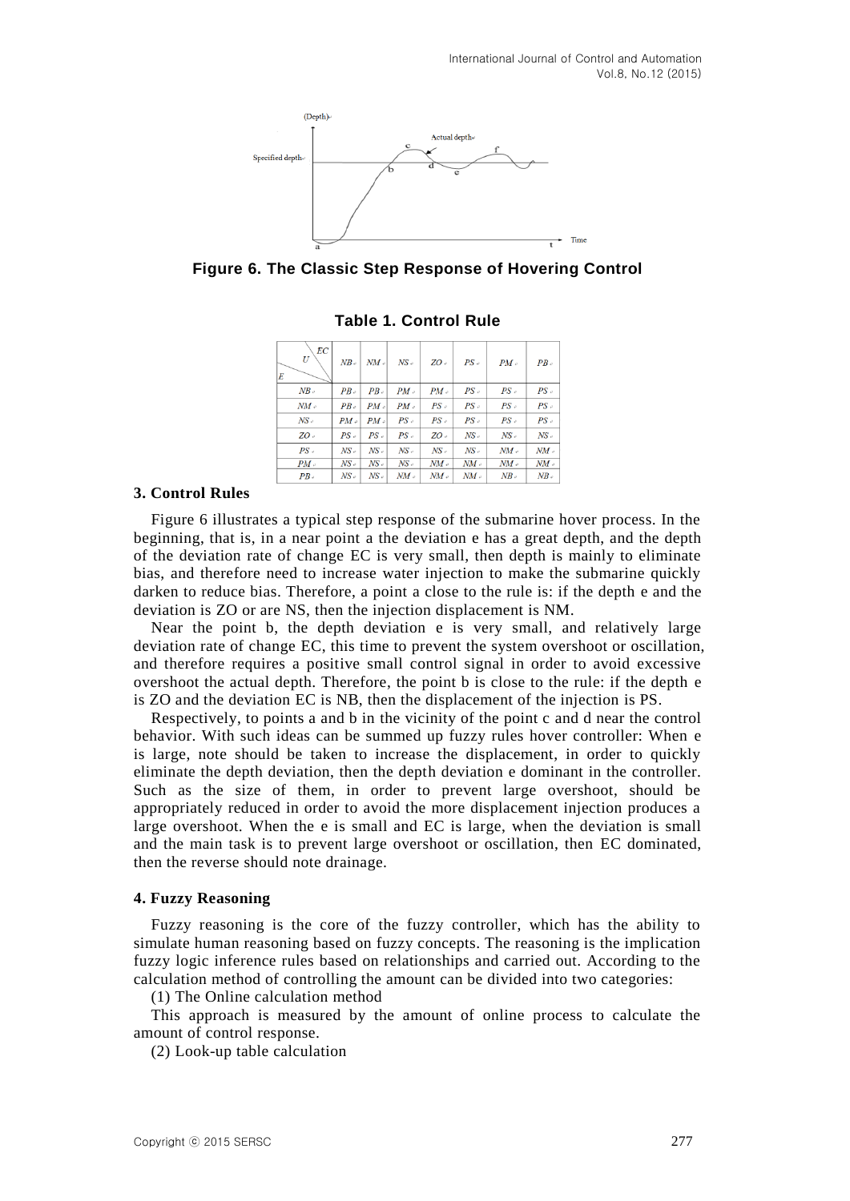Figure 6. The Classic Step Response of Hovering Control

**Table 1. Control Rule**

| U \ EC, E | NB | NM | NS | ZO | PS | PM | PB |
|---|---|---|---|---|---|---|---|
| NB | PB | PB | PM | PM | PS | PS | PS |
| NM | PB | PM | PM | PS | PS | PS | PS |
| NS | PM | PM | PS | PS | PS | PS | PS |
| ZO | PS | PS | PS | ZO | NS | NS | NS |
| PS | NS | NS | NS | NS | NS | NM | NM |
| PM | NS | NS | NS | NM | NM | NM | NM |
| PB | NS | NS | NM | NM | NM | NB | NB |

### 3. Control Rules

Figure 6 illustrates a typical step response of the submarine hover process. In the beginning, that is, in a near point a the deviation e has a great depth, and the depth of the deviation rate of change EC is very small, then depth is mainly to eliminate bias, and therefore need to increase water injection to make the submarine quickly darken to reduce bias. Therefore, a point a close to the rule is: if the depth e and the deviation is ZO or are NS, then the injection displacement is NM.

Near the point b, the depth deviation e is very small, and relatively large deviation rate of change EC, this time to prevent the system overshoot or oscillation, and therefore requires a positive small control signal in order to avoid excessive overshoot the actual depth. Therefore, the point b is close to the rule: if the depth e is ZO and the deviation EC is NB, then the displacement of the injection is PS.

Respectively, to points a and b in the vicinity of the point c and d near the control behavior. With such ideas can be summed up fuzzy rules hover controller: When e is large, note should be taken to increase the displacement, in order to quickly eliminate the depth deviation, then the depth deviation e dominant in the controller. Such as the size of them, in order to prevent large overshoot, should be appropriately reduced in order to avoid the more displacement injection produces a large overshoot. When the e is small and EC is large, when the deviation is small and the main task is to prevent large overshoot or oscillation, then EC dominated, then the reverse should note drainage.

### 4. Fuzzy Reasoning

Fuzzy reasoning is the core of the fuzzy controller, which has the ability to simulate human reasoning based on fuzzy concepts. The reasoning is the implication fuzzy logic inference rules based on relationships and carried out. According to the calculation method of controlling the amount can be divided into two categories:

(1) The Online calculation method

This approach is measured by the amount of online process to calculate the amount of control response.

(2) Look-up table calculation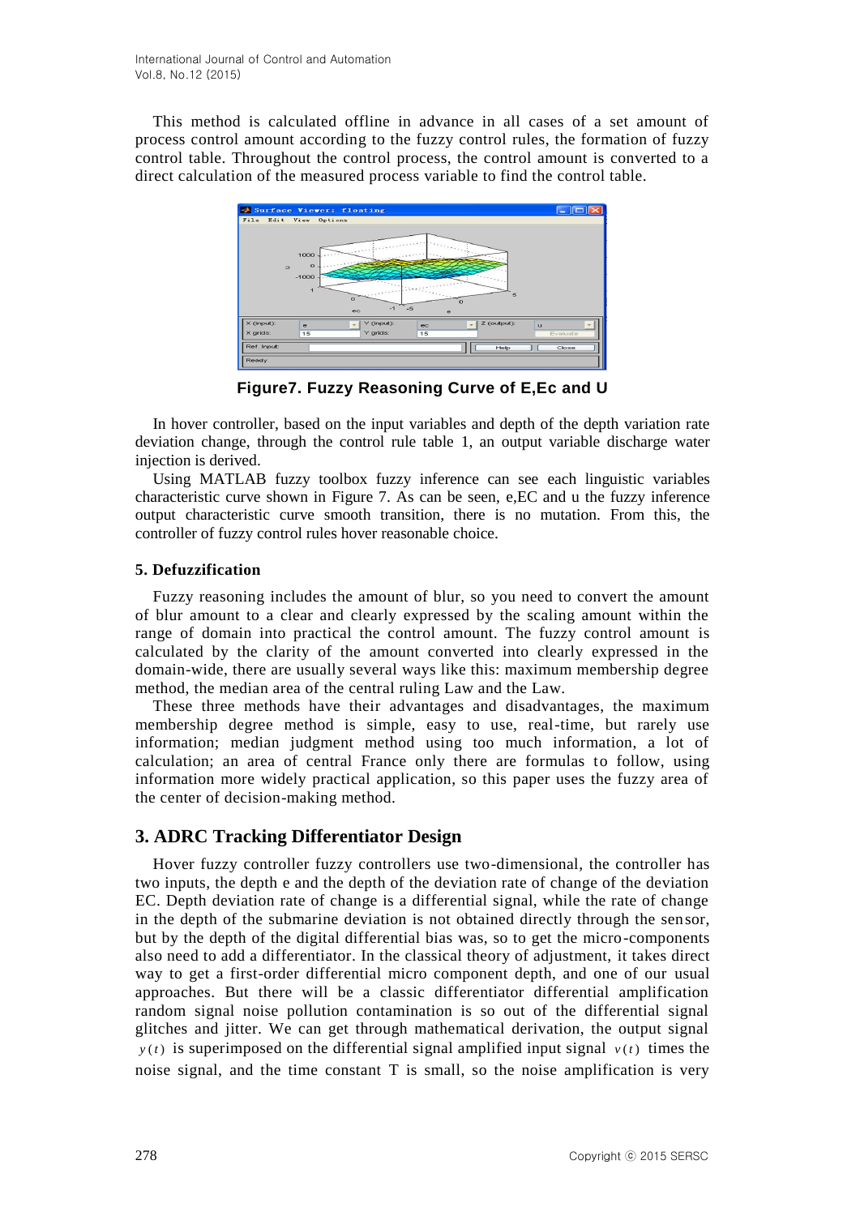This method is calculated offline in advance in all cases of a set amount of process control amount according to the fuzzy control rules, the formation of fuzzy control table. Throughout the control process, the control amount is converted to a direct calculation of the measured process variable to find the control table.

**Figure7. Fuzzy Reasoning Curve of E,Ec and U**

In hover controller, based on the input variables and depth of the depth variation rate deviation change, through the control rule table 1, an output variable discharge water injection is derived.

Using MATLAB fuzzy toolbox fuzzy inference can see each linguistic variables characteristic curve shown in Figure 7. As can be seen, e,EC and u the fuzzy inference output characteristic curve smooth transition, there is no mutation. From this, the controller of fuzzy control rules hover reasonable choice.

### 5. Defuzzification

Fuzzy reasoning includes the amount of blur, so you need to convert the amount of blur amount to a clear and clearly expressed by the scaling amount within the range of domain into practical the control amount. The fuzzy control amount is calculated by the clarity of the amount converted into clearly expressed in the domain-wide, there are usually several ways like this: maximum membership degree method, the median area of the central ruling Law and the Law.

These three methods have their advantages and disadvantages, the maximum membership degree method is simple, easy to use, real-time, but rarely use information; median judgment method using too much information, a lot of calculation; an area of central France only there are formulas to follow, using information more widely practical application, so this paper uses the fuzzy area of the center of decision-making method.

## 3. ADRC Tracking Differentiator Design

Hover fuzzy controller fuzzy controllers use two-dimensional, the controller has two inputs, the depth e and the depth of the deviation rate of change of the deviation EC. Depth deviation rate of change is a differential signal, while the rate of change in the depth of the submarine deviation is not obtained directly through the sensor, but by the depth of the digital differential bias was, so to get the micro-components also need to add a differentiator. In the classical theory of adjustment, it takes direct way to get a first-order differential micro component depth, and one of our usual approaches. But there will be a classic differentiator differential amplification random signal noise pollution contamination is so out of the differential signal glitches and jitter. We can get through mathematical derivation, the output signal $y(t)$ is superimposed on the differential signal amplified input signal $v(t)$ times the noise signal, and the time constant T is small, so the noise amplification is very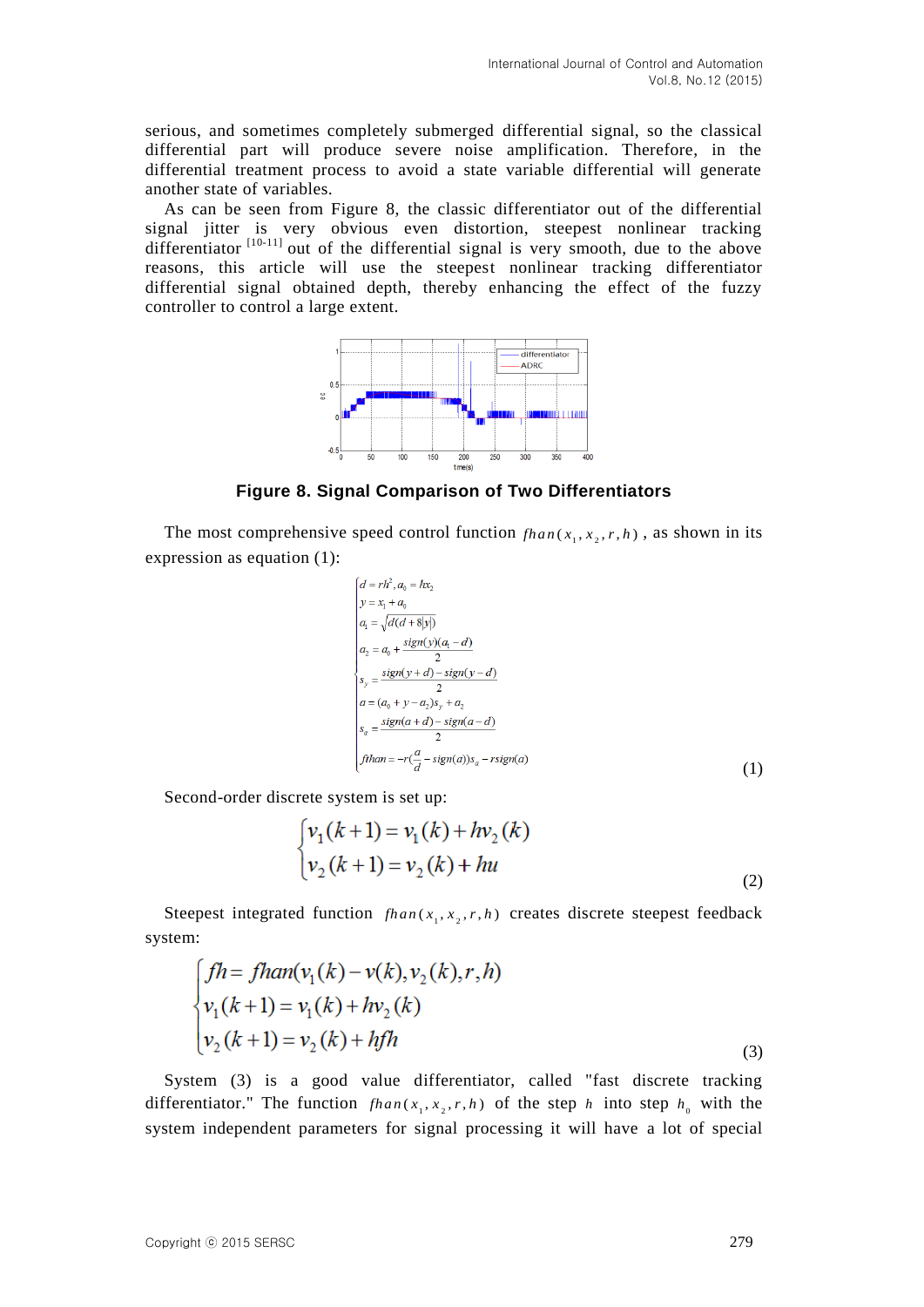serious, and sometimes completely submerged differential signal, so the classical differential part will produce severe noise amplification. Therefore, in the differential treatment process to avoid a state variable differential will generate another state of variables.

As can be seen from Figure 8, the classic differentiator out of the differential signal jitter is very obvious even distortion, steepest nonlinear tracking differentiator [10-11] out of the differential signal is very smooth, due to the above reasons, this article will use the steepest nonlinear tracking differentiator differential signal obtained depth, thereby enhancing the effect of the fuzzy controller to control a large extent.

**Figure 8. Signal Comparison of Two Differentiators**

The most comprehensive speed control function $fhan(x_1, x_2, r, h)$, as shown in its expression as equation (1):

$$\begin{cases} d = rh^2, a_0 = hx_2 \\ y = x_1 + a_0 \\ a_1 = \sqrt{d(d+8|y|)} \\ a_2 = a_0 + \dfrac{sign(y)(a_1 - d)}{2} \\ s_y = \dfrac{sign(y+d) - sign(y-d)}{2} \\ a = (a_0 + y - a_2)s_y + a_2 \\ s_a = \dfrac{sign(a+d) - sign(a-d)}{2} \\ fhan = -r(\dfrac{a}{d} - sign(a))s_a - rsign(a) \end{cases} \tag{1}$$

Second-order discrete system is set up:

$$\begin{cases} v_1(k+1) = v_1(k) + hv_2(k) \\ v_2(k+1) = v_2(k) + hu \end{cases} \tag{2}$$

Steepest integrated function $fhan(x_1, x_2, r, h)$ creates discrete steepest feedback system:

$$\begin{cases} fh = fhan(v_1(k) - v(k), v_2(k), r, h) \\ v_1(k+1) = v_1(k) + hv_2(k) \\ v_2(k+1) = v_2(k) + hfh \end{cases} \tag{3}$$

System (3) is a good value differentiator, called "fast discrete tracking differentiator." The function $fhan(x_1, x_2, r, h)$ of the step $h$ into step $h_0$ with the system independent parameters for signal processing it will have a lot of special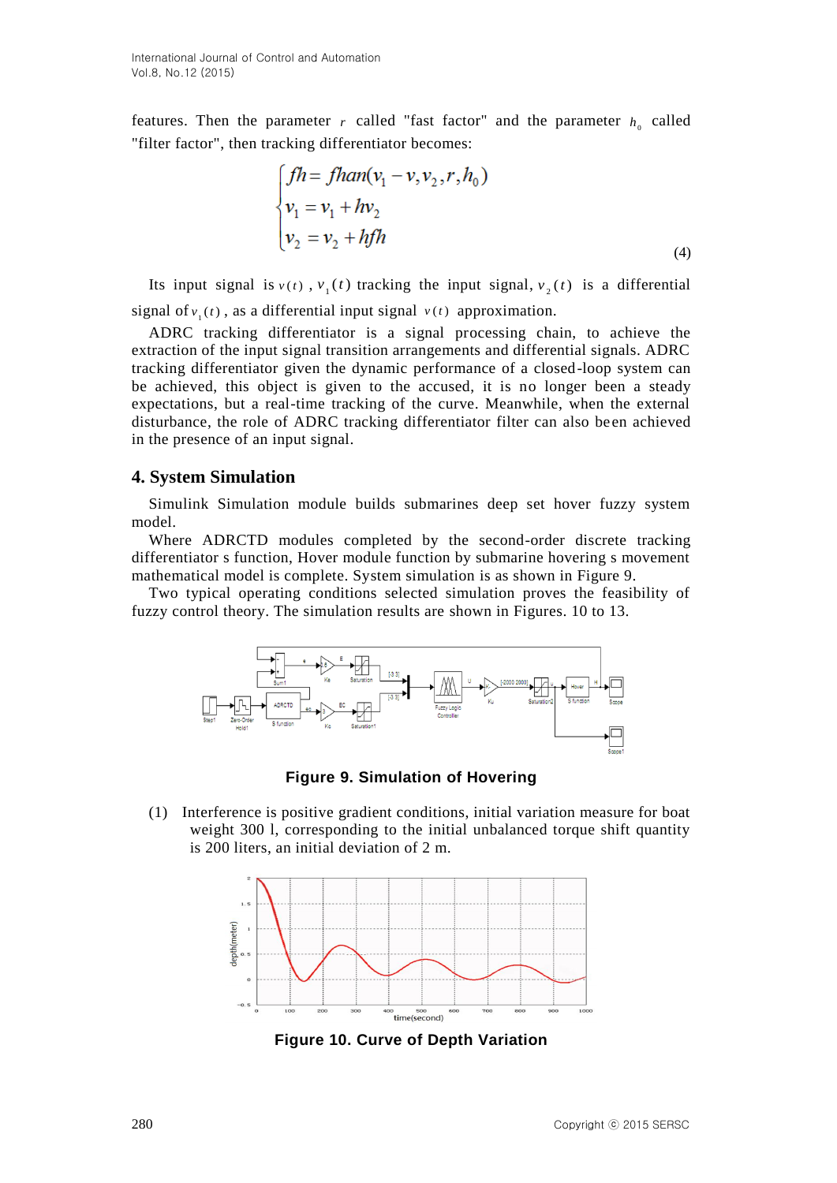features. Then the parameter $r$ called "fast factor" and the parameter $h_0$ called "filter factor", then tracking differentiator becomes:

$$\begin{cases} fh = fhan(v_1 - v, v_2, r, h_0) \\ v_1 = v_1 + hv_2 \\ v_2 = v_2 + hfh \end{cases} \tag{4}$$

Its input signal is $v(t)$, $v_1(t)$ tracking the input signal, $v_2(t)$ is a differential signal of $v_1(t)$, as a differential input signal $v(t)$ approximation.

ADRC tracking differentiator is a signal processing chain, to achieve the extraction of the input signal transition arrangements and differential signals. ADRC tracking differentiator given the dynamic performance of a closed-loop system can be achieved, this object is given to the accused, it is no longer been a steady expectations, but a real-time tracking of the curve. Meanwhile, when the external disturbance, the role of ADRC tracking differentiator filter can also been achieved in the presence of an input signal.

## 4. System Simulation

Simulink Simulation module builds submarines deep set hover fuzzy system model.

Where ADRCTD modules completed by the second-order discrete tracking differentiator s function, Hover module function by submarine hovering s movement mathematical model is complete. System simulation is as shown in Figure 9.

Two typical operating conditions selected simulation proves the feasibility of fuzzy control theory. The simulation results are shown in Figures. 10 to 13.

**Figure 9. Simulation of Hovering**

(1) Interference is positive gradient conditions, initial variation measure for boat weight 300 l, corresponding to the initial unbalanced torque shift quantity is 200 liters, an initial deviation of 2 m.

**Figure 10. Curve of Depth Variation**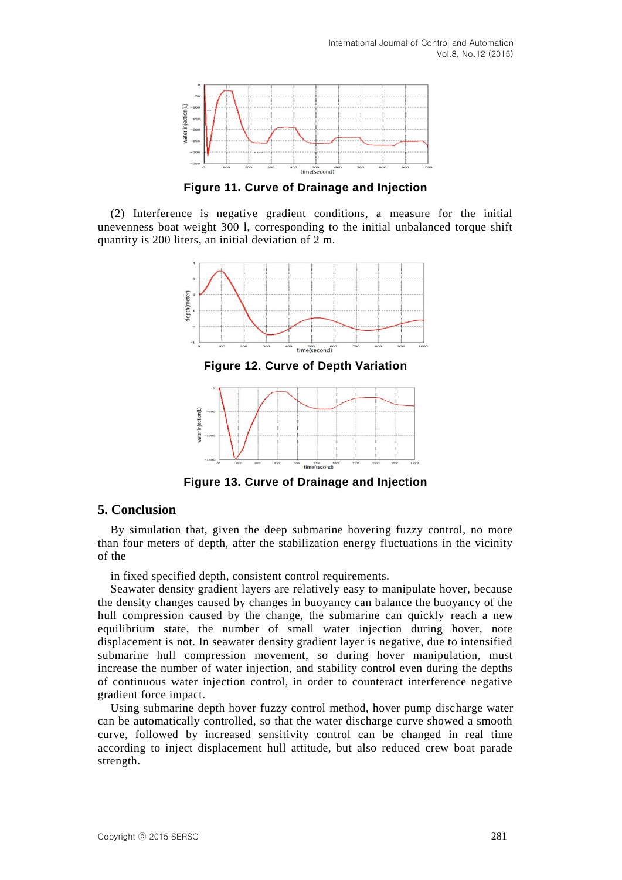Figure 11. Curve of Drainage and Injection

(2) Interference is negative gradient conditions, a measure for the initial unevenness boat weight 300 l, corresponding to the initial unbalanced torque shift quantity is 200 liters, an initial deviation of 2 m.

Figure 12. Curve of Depth Variation

Figure 13. Curve of Drainage and Injection

## 5. Conclusion

By simulation that, given the deep submarine hovering fuzzy control, no more than four meters of depth, after the stabilization energy fluctuations in the vicinity of the

in fixed specified depth, consistent control requirements.

Seawater density gradient layers are relatively easy to manipulate hover, because the density changes caused by changes in buoyancy can balance the buoyancy of the hull compression caused by the change, the submarine can quickly reach a new equilibrium state, the number of small water injection during hover, note displacement is not. In seawater density gradient layer is negative, due to intensified submarine hull compression movement, so during hover manipulation, must increase the number of water injection, and stability control even during the depths of continuous water injection control, in order to counteract interference negative gradient force impact.

Using submarine depth hover fuzzy control method, hover pump discharge water can be automatically controlled, so that the water discharge curve showed a smooth curve, followed by increased sensitivity control can be changed in real time according to inject displacement hull attitude, but also reduced crew boat parade strength.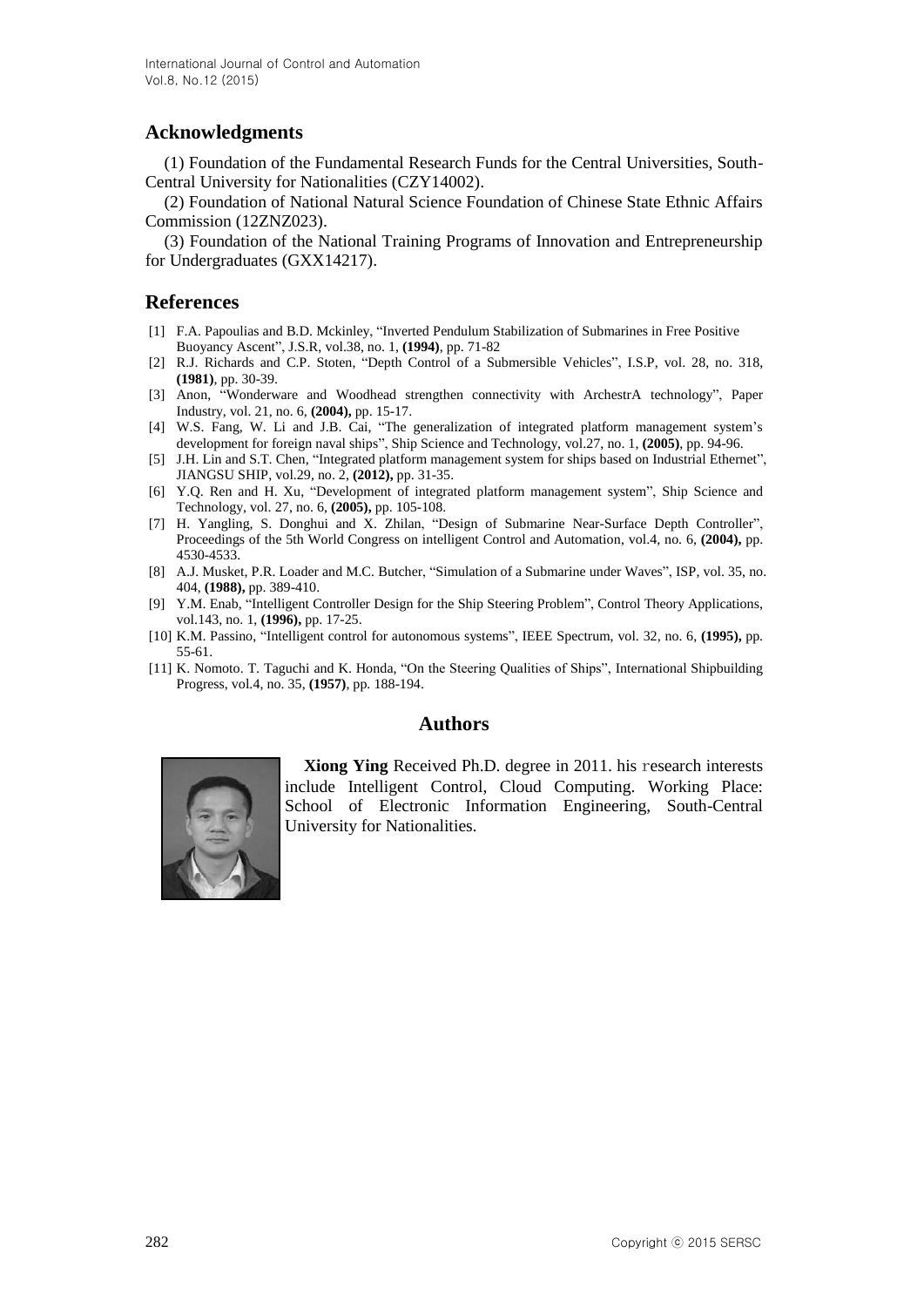## Acknowledgments

(1) Foundation of the Fundamental Research Funds for the Central Universities, South-Central University for Nationalities (CZY14002).

(2) Foundation of National Natural Science Foundation of Chinese State Ethnic Affairs Commission (12ZNZ023).

(3) Foundation of the National Training Programs of Innovation and Entrepreneurship for Undergraduates (GXX14217).

## References

[1] F.A. Papoulias and B.D. Mckinley, "Inverted Pendulum Stabilization of Submarines in Free Positive Buoyancy Ascent", J.S.R, vol.38, no. 1, **(1994)**, pp. 71-82

[2] R.J. Richards and C.P. Stoten, "Depth Control of a Submersible Vehicles", I.S.P, vol. 28, no. 318, **(1981)**, pp. 30-39.

[3] Anon, "Wonderware and Woodhead strengthen connectivity with ArchestrA technology", Paper Industry, vol. 21, no. 6, **(2004),** pp. 15-17.

[4] W.S. Fang, W. Li and J.B. Cai, "The generalization of integrated platform management system's development for foreign naval ships", Ship Science and Technology, vol.27, no. 1, **(2005)**, pp. 94-96.

[5] J.H. Lin and S.T. Chen, "Integrated platform management system for ships based on Industrial Ethernet", JIANGSU SHIP, vol.29, no. 2, **(2012),** pp. 31-35.

[6] Y.Q. Ren and H. Xu, "Development of integrated platform management system", Ship Science and Technology, vol. 27, no. 6, **(2005),** pp. 105-108.

[7] H. Yangling, S. Donghui and X. Zhilan, "Design of Submarine Near-Surface Depth Controller", Proceedings of the 5th World Congress on intelligent Control and Automation, vol.4, no. 6, **(2004),** pp. 4530-4533.

[8] A.J. Musket, P.R. Loader and M.C. Butcher, "Simulation of a Submarine under Waves", ISP, vol. 35, no. 404, **(1988),** pp. 389-410.

[9] Y.M. Enab, "Intelligent Controller Design for the Ship Steering Problem", Control Theory Applications, vol.143, no. 1, **(1996),** pp. 17-25.

[10] K.M. Passino, "Intelligent control for autonomous systems", IEEE Spectrum, vol. 32, no. 6, **(1995),** pp. 55-61.

[11] K. Nomoto. T. Taguchi and K. Honda, "On the Steering Qualities of Ships", International Shipbuilding Progress, vol.4, no. 35, **(1957)**, pp. 188-194.

## Authors

**Xiong Ying** Received Ph.D. degree in 2011. his research interests include Intelligent Control, Cloud Computing. Working Place: School of Electronic Information Engineering, South-Central University for Nationalities.